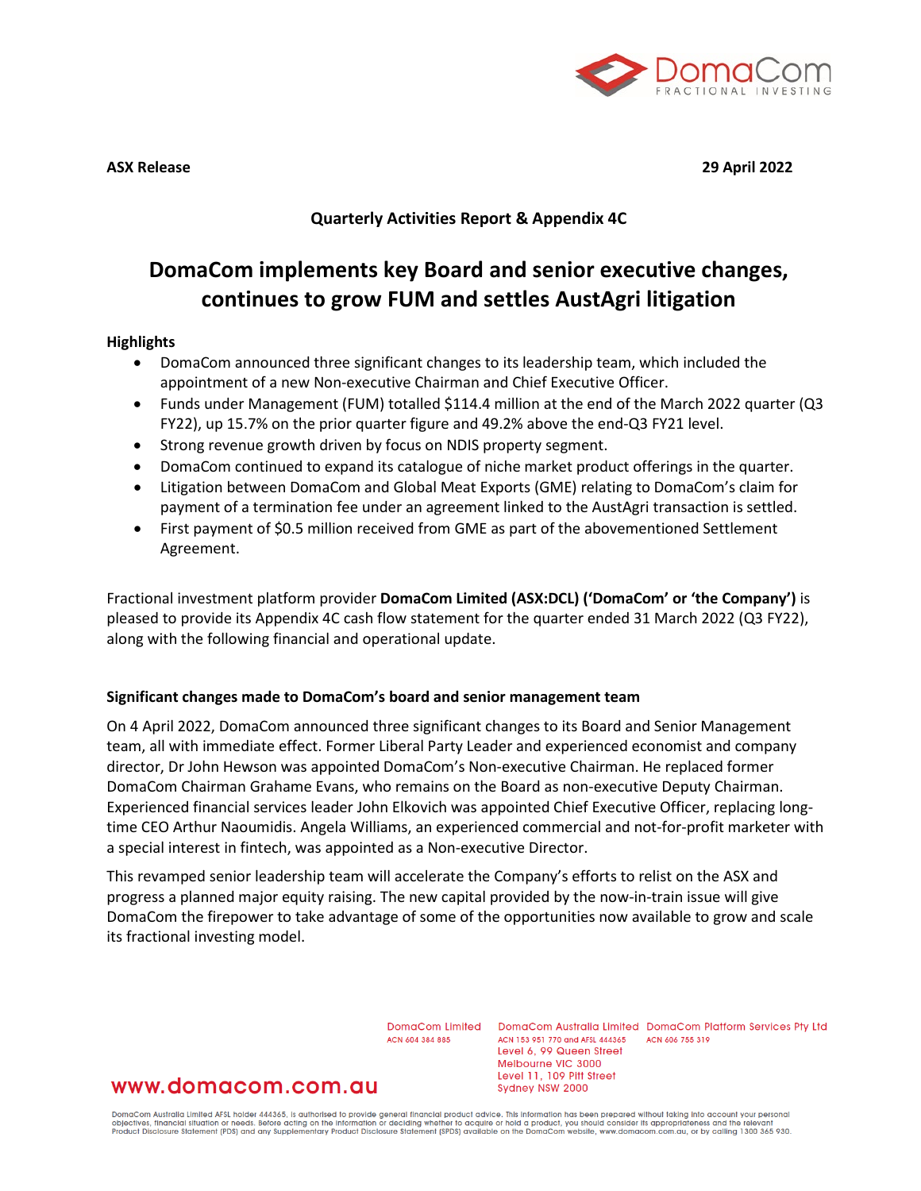**ASX Release** **29 April 2022**

**Quarterly Activities Report & Appendix 4C**

# DomaCom implements key Board and senior executive changes, continues to grow FUM and settles AustAgri litigation

**Highlights**

- DomaCom announced three significant changes to its leadership team, which included the appointment of a new Non-executive Chairman and Chief Executive Officer.
- Funds under Management (FUM) totalled $114.4 million at the end of the March 2022 quarter (Q3 FY22), up 15.7% on the prior quarter figure and 49.2% above the end-Q3 FY21 level.
- Strong revenue growth driven by focus on NDIS property segment.
- DomaCom continued to expand its catalogue of niche market product offerings in the quarter.
- Litigation between DomaCom and Global Meat Exports (GME) relating to DomaCom's claim for payment of a termination fee under an agreement linked to the AustAgri transaction is settled.
- First payment of $0.5 million received from GME as part of the abovementioned Settlement Agreement.

Fractional investment platform provider **DomaCom Limited (ASX:DCL) ('DomaCom' or 'the Company')** is pleased to provide its Appendix 4C cash flow statement for the quarter ended 31 March 2022 (Q3 FY22), along with the following financial and operational update.

## Significant changes made to DomaCom's board and senior management team

On 4 April 2022, DomaCom announced three significant changes to its Board and Senior Management team, all with immediate effect. Former Liberal Party Leader and experienced economist and company director, Dr John Hewson was appointed DomaCom's Non-executive Chairman. He replaced former DomaCom Chairman Grahame Evans, who remains on the Board as non-executive Deputy Chairman. Experienced financial services leader John Elkovich was appointed Chief Executive Officer, replacing long-time CEO Arthur Naoumidis. Angela Williams, an experienced commercial and not-for-profit marketer with a special interest in fintech, was appointed as a Non-executive Director.

This revamped senior leadership team will accelerate the Company's efforts to relist on the ASX and progress a planned major equity raising. The new capital provided by the now-in-train issue will give DomaCom the firepower to take advantage of some of the opportunities now available to grow and scale its fractional investing model.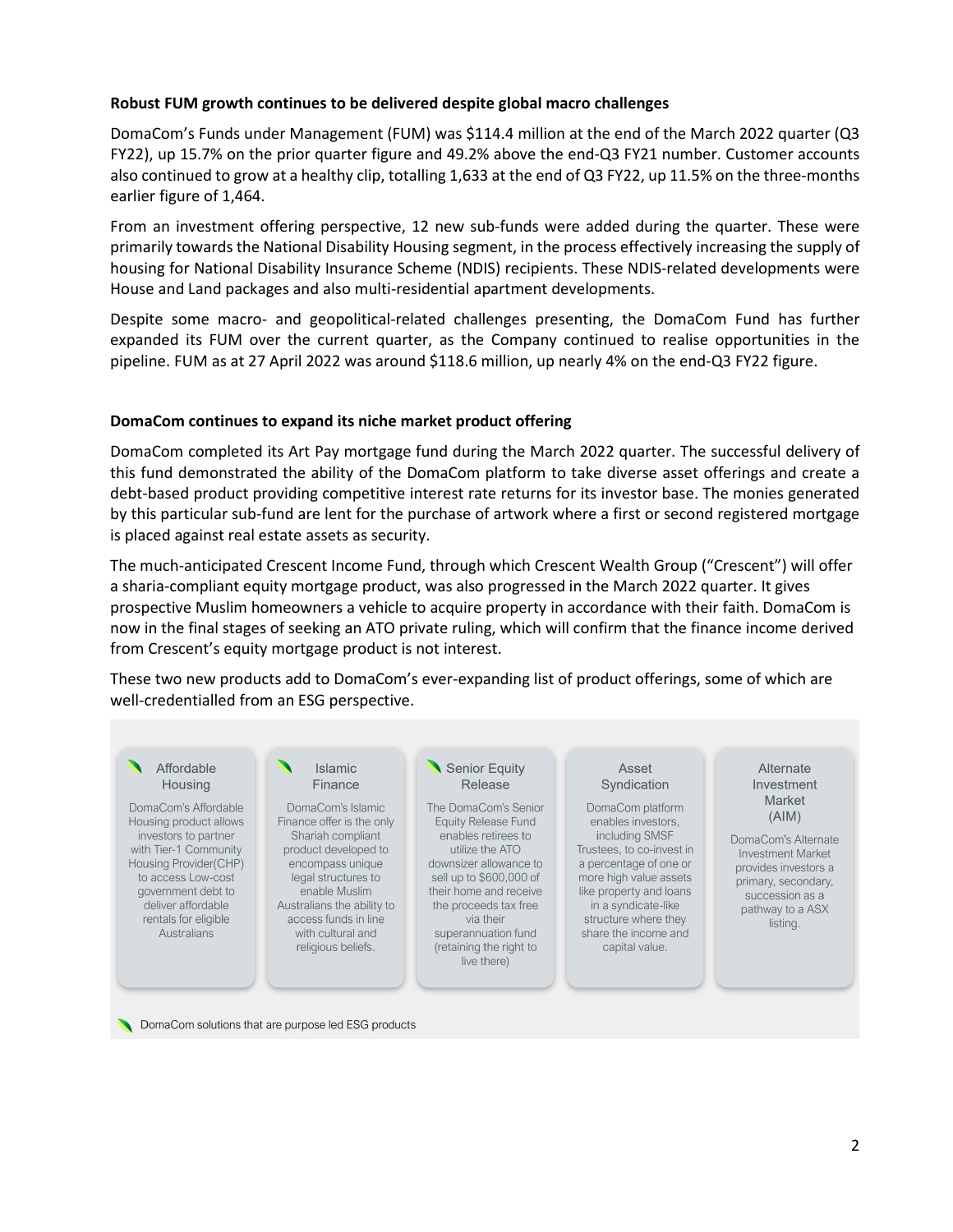**Robust FUM growth continues to be delivered despite global macro challenges**

DomaCom's Funds under Management (FUM) was $114.4 million at the end of the March 2022 quarter (Q3 FY22), up 15.7% on the prior quarter figure and 49.2% above the end-Q3 FY21 number. Customer accounts also continued to grow at a healthy clip, totalling 1,633 at the end of Q3 FY22, up 11.5% on the three-months earlier figure of 1,464.

From an investment offering perspective, 12 new sub-funds were added during the quarter. These were primarily towards the National Disability Housing segment, in the process effectively increasing the supply of housing for National Disability Insurance Scheme (NDIS) recipients. These NDIS-related developments were House and Land packages and also multi-residential apartment developments.

Despite some macro- and geopolitical-related challenges presenting, the DomaCom Fund has further expanded its FUM over the current quarter, as the Company continued to realise opportunities in the pipeline. FUM as at 27 April 2022 was around $118.6 million, up nearly 4% on the end-Q3 FY22 figure.

**DomaCom continues to expand its niche market product offering**

DomaCom completed its Art Pay mortgage fund during the March 2022 quarter. The successful delivery of this fund demonstrated the ability of the DomaCom platform to take diverse asset offerings and create a debt-based product providing competitive interest rate returns for its investor base. The monies generated by this particular sub-fund are lent for the purchase of artwork where a first or second registered mortgage is placed against real estate assets as security.

The much-anticipated Crescent Income Fund, through which Crescent Wealth Group ("Crescent") will offer a sharia-compliant equity mortgage product, was also progressed in the March 2022 quarter. It gives prospective Muslim homeowners a vehicle to acquire property in accordance with their faith. DomaCom is now in the final stages of seeking an ATO private ruling, which will confirm that the finance income derived from Crescent's equity mortgage product is not interest.

These two new products add to DomaCom's ever-expanding list of product offerings, some of which are well-credentialled from an ESG perspective.

| Affordable Housing | Islamic Finance | Senior Equity Release | Asset Syndication | Alternate Investment Market (AIM) |
|---|---|---|---|---|
| DomaCom's Affordable Housing product allows investors to partner with Tier-1 Community Housing Provider(CHP) to access Low-cost government debt to deliver affordable rentals for eligible Australians | DomaCom's Islamic Finance offer is the only Shariah compliant product developed to encompass unique legal structures to enable Muslim Australians the ability to access funds in line with cultural and religious beliefs. | The DomaCom's Senior Equity Release Fund enables retirees to utilize the ATO downsizer allowance to sell up to $600,000 of their home and receive the proceeds tax free via their superannuation fund (retaining the right to live there) | DomaCom platform enables investors, including SMSF Trustees, to co-invest in a percentage of one or more high value assets like property and loans in a syndicate-like structure where they share the income and capital value. | DomaCom's Alternate Investment Market provides investors a primary, secondary, succession as a pathway to a ASX listing. |

DomaCom solutions that are purpose led ESG products (Affordable Housing, Islamic Finance, Senior Equity Release)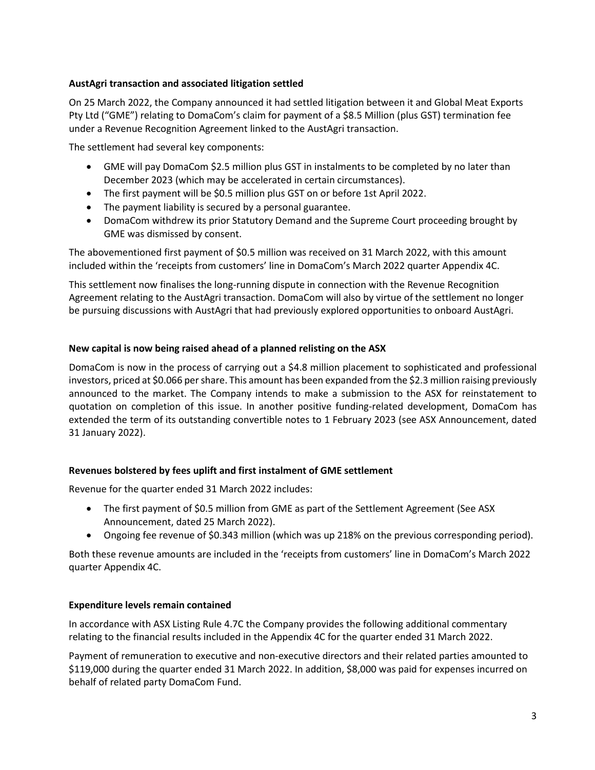**AustAgri transaction and associated litigation settled**

On 25 March 2022, the Company announced it had settled litigation between it and Global Meat Exports Pty Ltd ("GME") relating to DomaCom's claim for payment of a $8.5 Million (plus GST) termination fee under a Revenue Recognition Agreement linked to the AustAgri transaction.

The settlement had several key components:

- GME will pay DomaCom $2.5 million plus GST in instalments to be completed by no later than December 2023 (which may be accelerated in certain circumstances).
- The first payment will be $0.5 million plus GST on or before 1st April 2022.
- The payment liability is secured by a personal guarantee.
- DomaCom withdrew its prior Statutory Demand and the Supreme Court proceeding brought by GME was dismissed by consent.

The abovementioned first payment of $0.5 million was received on 31 March 2022, with this amount included within the 'receipts from customers' line in DomaCom's March 2022 quarter Appendix 4C.

This settlement now finalises the long-running dispute in connection with the Revenue Recognition Agreement relating to the AustAgri transaction. DomaCom will also by virtue of the settlement no longer be pursuing discussions with AustAgri that had previously explored opportunities to onboard AustAgri.

**New capital is now being raised ahead of a planned relisting on the ASX**

DomaCom is now in the process of carrying out a $4.8 million placement to sophisticated and professional investors, priced at $0.066 per share. This amount has been expanded from the $2.3 million raising previously announced to the market. The Company intends to make a submission to the ASX for reinstatement to quotation on completion of this issue. In another positive funding-related development, DomaCom has extended the term of its outstanding convertible notes to 1 February 2023 (see ASX Announcement, dated 31 January 2022).

**Revenues bolstered by fees uplift and first instalment of GME settlement**

Revenue for the quarter ended 31 March 2022 includes:

- The first payment of $0.5 million from GME as part of the Settlement Agreement (See ASX Announcement, dated 25 March 2022).
- Ongoing fee revenue of $0.343 million (which was up 218% on the previous corresponding period).

Both these revenue amounts are included in the 'receipts from customers' line in DomaCom's March 2022 quarter Appendix 4C.

**Expenditure levels remain contained**

In accordance with ASX Listing Rule 4.7C the Company provides the following additional commentary relating to the financial results included in the Appendix 4C for the quarter ended 31 March 2022.

Payment of remuneration to executive and non-executive directors and their related parties amounted to $119,000 during the quarter ended 31 March 2022. In addition, $8,000 was paid for expenses incurred on behalf of related party DomaCom Fund.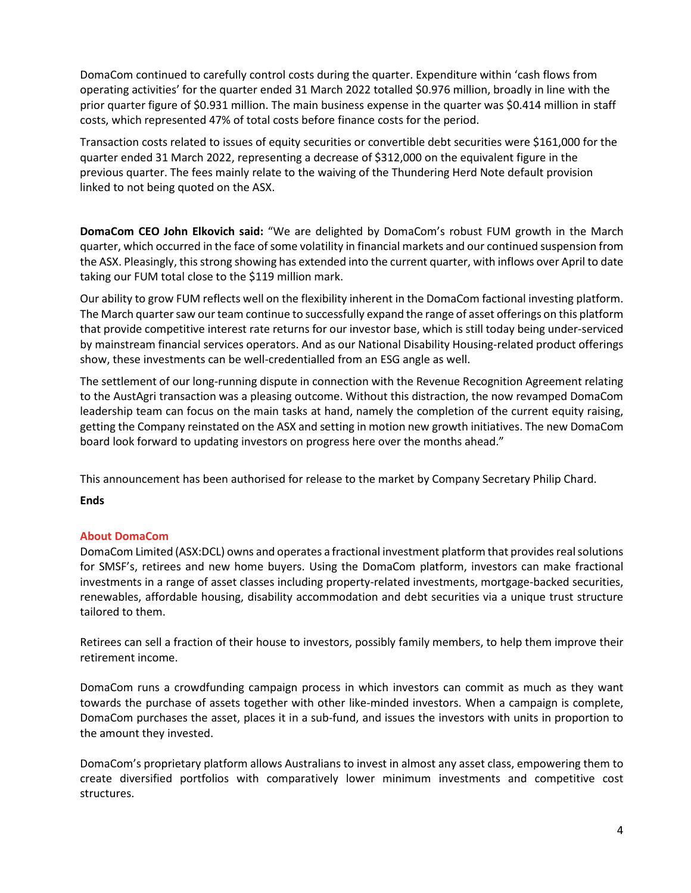DomaCom continued to carefully control costs during the quarter. Expenditure within 'cash flows from operating activities' for the quarter ended 31 March 2022 totalled $0.976 million, broadly in line with the prior quarter figure of $0.931 million. The main business expense in the quarter was $0.414 million in staff costs, which represented 47% of total costs before finance costs for the period.

Transaction costs related to issues of equity securities or convertible debt securities were $161,000 for the quarter ended 31 March 2022, representing a decrease of $312,000 on the equivalent figure in the previous quarter. The fees mainly relate to the waiving of the Thundering Herd Note default provision linked to not being quoted on the ASX.

**DomaCom CEO John Elkovich said:** "We are delighted by DomaCom's robust FUM growth in the March quarter, which occurred in the face of some volatility in financial markets and our continued suspension from the ASX. Pleasingly, this strong showing has extended into the current quarter, with inflows over April to date taking our FUM total close to the $119 million mark.

Our ability to grow FUM reflects well on the flexibility inherent in the DomaCom factional investing platform. The March quarter saw our team continue to successfully expand the range of asset offerings on this platform that provide competitive interest rate returns for our investor base, which is still today being under-serviced by mainstream financial services operators. And as our National Disability Housing-related product offerings show, these investments can be well-credentialled from an ESG angle as well.

The settlement of our long-running dispute in connection with the Revenue Recognition Agreement relating to the AustAgri transaction was a pleasing outcome. Without this distraction, the now revamped DomaCom leadership team can focus on the main tasks at hand, namely the completion of the current equity raising, getting the Company reinstated on the ASX and setting in motion new growth initiatives. The new DomaCom board look forward to updating investors on progress here over the months ahead."

This announcement has been authorised for release to the market by Company Secretary Philip Chard.

**Ends**

## About DomaCom

DomaCom Limited (ASX:DCL) owns and operates a fractional investment platform that provides real solutions for SMSF's, retirees and new home buyers. Using the DomaCom platform, investors can make fractional investments in a range of asset classes including property-related investments, mortgage-backed securities, renewables, affordable housing, disability accommodation and debt securities via a unique trust structure tailored to them.

Retirees can sell a fraction of their house to investors, possibly family members, to help them improve their retirement income.

DomaCom runs a crowdfunding campaign process in which investors can commit as much as they want towards the purchase of assets together with other like-minded investors. When a campaign is complete, DomaCom purchases the asset, places it in a sub-fund, and issues the investors with units in proportion to the amount they invested.

DomaCom's proprietary platform allows Australians to invest in almost any asset class, empowering them to create diversified portfolios with comparatively lower minimum investments and competitive cost structures.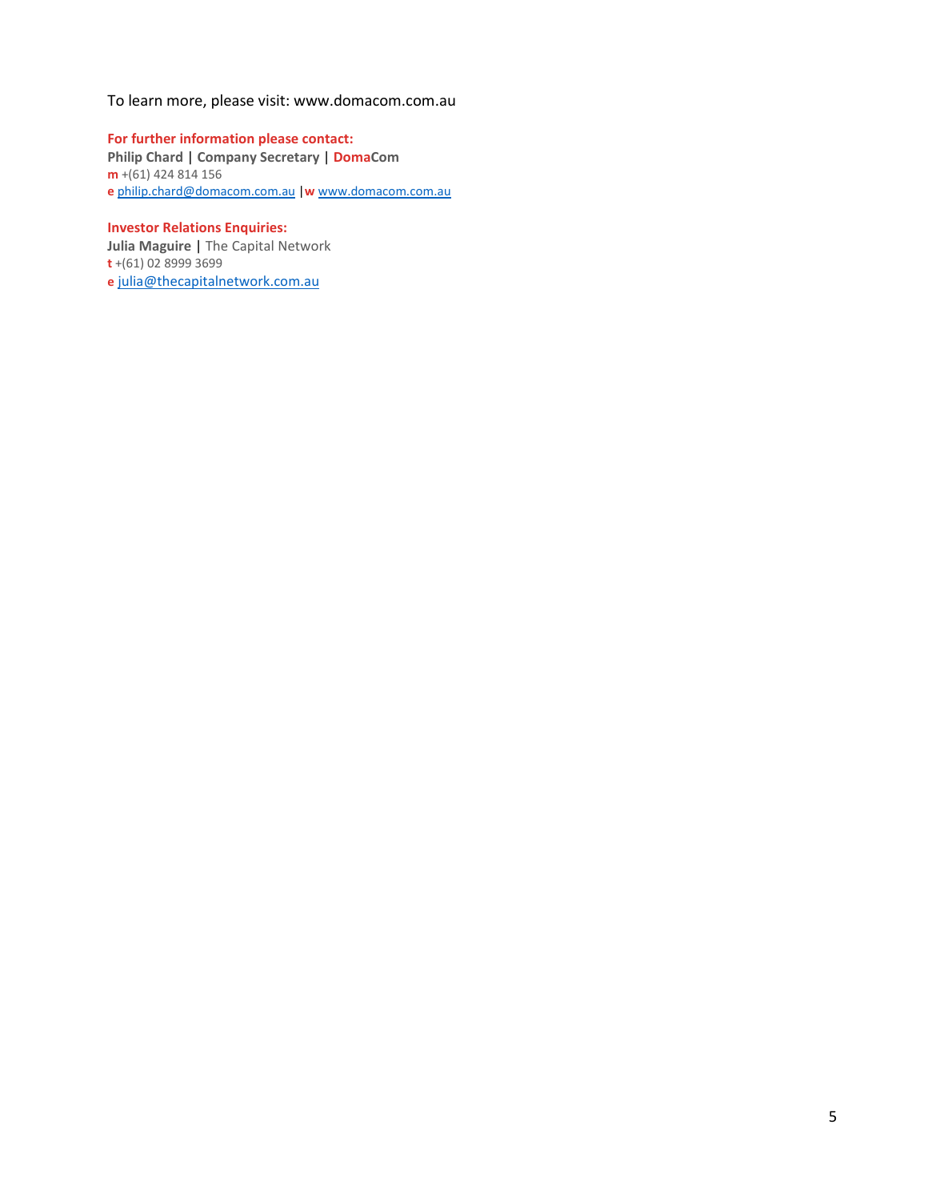To learn more, please visit: www.domacom.com.au

**For further information please contact:**
**Philip Chard | Company Secretary | DomaCom**
**m** +(61) 424 814 156
**e** philip.chard@domacom.com.au |**w** www.domacom.com.au

**Investor Relations Enquiries:**
**Julia Maguire |** The Capital Network
**t** +(61) 02 8999 3699
**e** julia@thecapitalnetwork.com.au